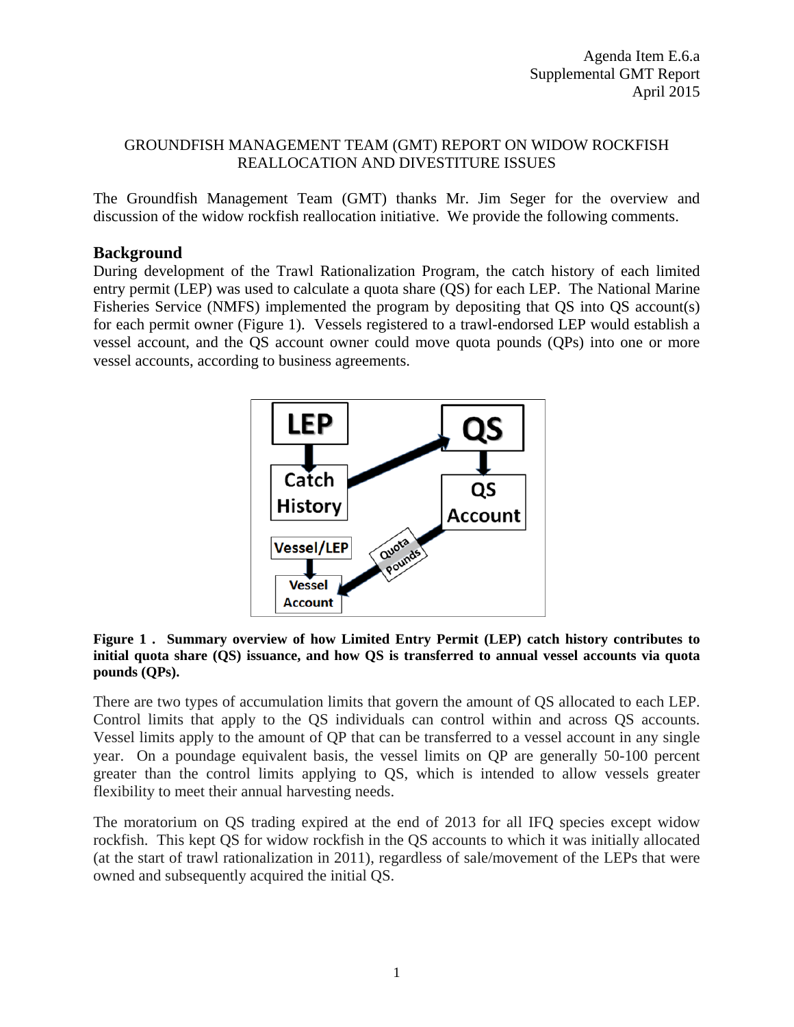Agenda Item E.6.a
Supplemental GMT Report
April 2015

GROUNDFISH MANAGEMENT TEAM (GMT) REPORT ON WIDOW ROCKFISH REALLOCATION AND DIVESTITURE ISSUES

The Groundfish Management Team (GMT) thanks Mr. Jim Seger for the overview and discussion of the widow rockfish reallocation initiative. We provide the following comments.

## Background

During development of the Trawl Rationalization Program, the catch history of each limited entry permit (LEP) was used to calculate a quota share (QS) for each LEP. The National Marine Fisheries Service (NMFS) implemented the program by depositing that QS into QS account(s) for each permit owner (Figure 1). Vessels registered to a trawl-endorsed LEP would establish a vessel account, and the QS account owner could move quota pounds (QPs) into one or more vessel accounts, according to business agreements.

**Figure 1 . Summary overview of how Limited Entry Permit (LEP) catch history contributes to initial quota share (QS) issuance, and how QS is transferred to annual vessel accounts via quota pounds (QPs).**

There are two types of accumulation limits that govern the amount of QS allocated to each LEP. Control limits that apply to the QS individuals can control within and across QS accounts. Vessel limits apply to the amount of QP that can be transferred to a vessel account in any single year. On a poundage equivalent basis, the vessel limits on QP are generally 50-100 percent greater than the control limits applying to QS, which is intended to allow vessels greater flexibility to meet their annual harvesting needs.

The moratorium on QS trading expired at the end of 2013 for all IFQ species except widow rockfish. This kept QS for widow rockfish in the QS accounts to which it was initially allocated (at the start of trawl rationalization in 2011), regardless of sale/movement of the LEPs that were owned and subsequently acquired the initial QS.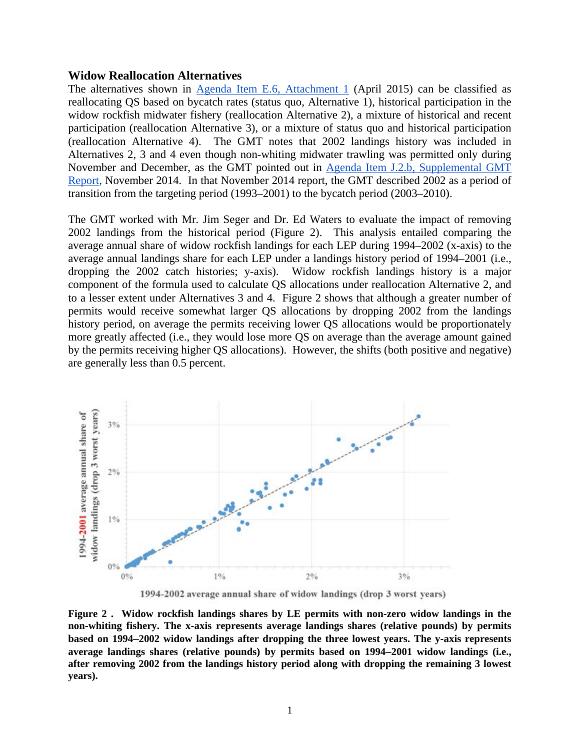### Widow Reallocation Alternatives

The alternatives shown in Agenda Item E.6, Attachment 1 (April 2015) can be classified as reallocating QS based on bycatch rates (status quo, Alternative 1), historical participation in the widow rockfish midwater fishery (reallocation Alternative 2), a mixture of historical and recent participation (reallocation Alternative 3), or a mixture of status quo and historical participation (reallocation Alternative 4). The GMT notes that 2002 landings history was included in Alternatives 2, 3 and 4 even though non-whiting midwater trawling was permitted only during November and December, as the GMT pointed out in Agenda Item J.2.b, Supplemental GMT Report, November 2014. In that November 2014 report, the GMT described 2002 as a period of transition from the targeting period (1993–2001) to the bycatch period (2003–2010).

The GMT worked with Mr. Jim Seger and Dr. Ed Waters to evaluate the impact of removing 2002 landings from the historical period (Figure 2). This analysis entailed comparing the average annual share of widow rockfish landings for each LEP during 1994–2002 (x-axis) to the average annual landings share for each LEP under a landings history period of 1994–2001 (i.e., dropping the 2002 catch histories; y-axis). Widow rockfish landings history is a major component of the formula used to calculate QS allocations under reallocation Alternative 2, and to a lesser extent under Alternatives 3 and 4. Figure 2 shows that although a greater number of permits would receive somewhat larger QS allocations by dropping 2002 from the landings history period, on average the permits receiving lower QS allocations would be proportionately more greatly affected (i.e., they would lose more QS on average than the average amount gained by the permits receiving higher QS allocations). However, the shifts (both positive and negative) are generally less than 0.5 percent.

**Figure 2 . Widow rockfish landings shares by LE permits with non-zero widow landings in the non-whiting fishery. The x-axis represents average landings shares (relative pounds) by permits based on 1994–2002 widow landings after dropping the three lowest years. The y-axis represents average landings shares (relative pounds) by permits based on 1994–2001 widow landings (i.e., after removing 2002 from the landings history period along with dropping the remaining 3 lowest years).**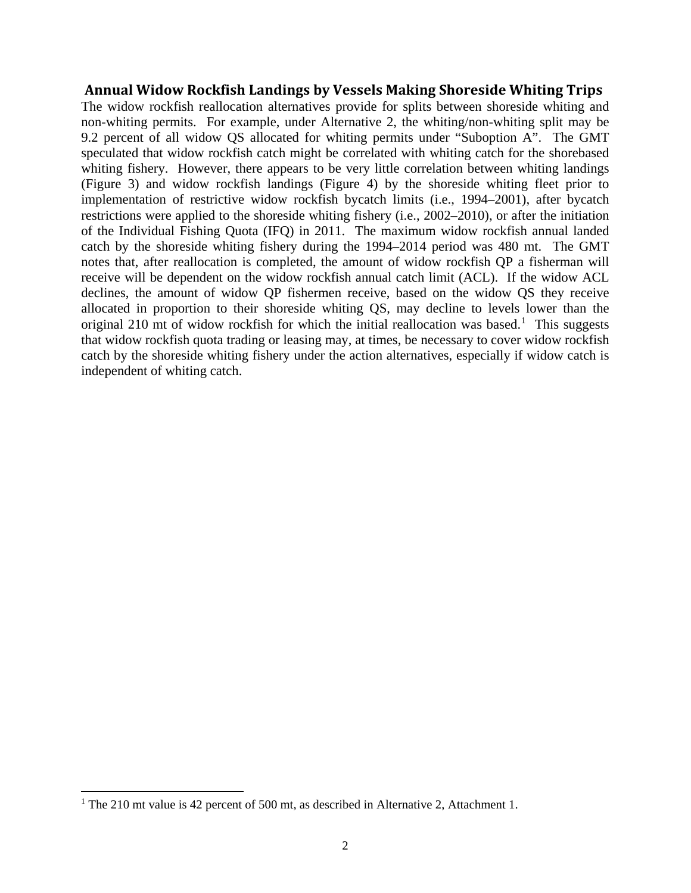## Annual Widow Rockfish Landings by Vessels Making Shoreside Whiting Trips

The widow rockfish reallocation alternatives provide for splits between shoreside whiting and non-whiting permits. For example, under Alternative 2, the whiting/non-whiting split may be 9.2 percent of all widow QS allocated for whiting permits under "Suboption A". The GMT speculated that widow rockfish catch might be correlated with whiting catch for the shorebased whiting fishery. However, there appears to be very little correlation between whiting landings (Figure 3) and widow rockfish landings (Figure 4) by the shoreside whiting fleet prior to implementation of restrictive widow rockfish bycatch limits (i.e., 1994–2001), after bycatch restrictions were applied to the shoreside whiting fishery (i.e., 2002–2010), or after the initiation of the Individual Fishing Quota (IFQ) in 2011. The maximum widow rockfish annual landed catch by the shoreside whiting fishery during the 1994–2014 period was 480 mt. The GMT notes that, after reallocation is completed, the amount of widow rockfish QP a fisherman will receive will be dependent on the widow rockfish annual catch limit (ACL). If the widow ACL declines, the amount of widow QP fishermen receive, based on the widow QS they receive allocated in proportion to their shoreside whiting QS, may decline to levels lower than the original 210 mt of widow rockfish for which the initial reallocation was based.[1] This suggests that widow rockfish quota trading or leasing may, at times, be necessary to cover widow rockfish catch by the shoreside whiting fishery under the action alternatives, especially if widow catch is independent of whiting catch.

[1] The 210 mt value is 42 percent of 500 mt, as described in Alternative 2, Attachment 1.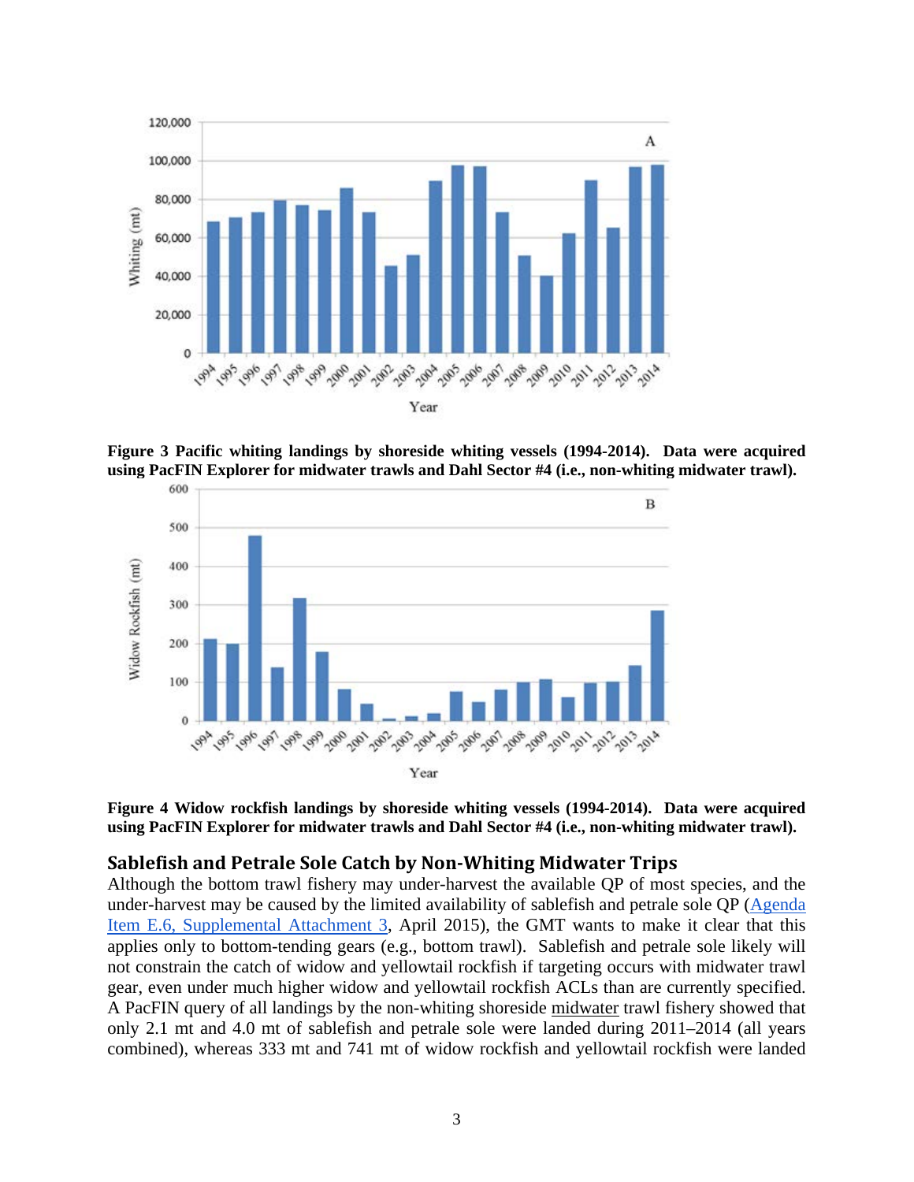**Figure 3 Pacific whiting landings by shoreside whiting vessels (1994-2014). Data were acquired using PacFIN Explorer for midwater trawls and Dahl Sector #4 (i.e., non-whiting midwater trawl).**

**Figure 4 Widow rockfish landings by shoreside whiting vessels (1994-2014). Data were acquired using PacFIN Explorer for midwater trawls and Dahl Sector #4 (i.e., non-whiting midwater trawl).**

## Sablefish and Petrale Sole Catch by Non-Whiting Midwater Trips

Although the bottom trawl fishery may under-harvest the available QP of most species, and the under-harvest may be caused by the limited availability of sablefish and petrale sole QP (Agenda Item E.6, Supplemental Attachment 3, April 2015), the GMT wants to make it clear that this applies only to bottom-tending gears (e.g., bottom trawl). Sablefish and petrale sole likely will not constrain the catch of widow and yellowtail rockfish if targeting occurs with midwater trawl gear, even under much higher widow and yellowtail rockfish ACLs than are currently specified. A PacFIN query of all landings by the non-whiting shoreside midwater trawl fishery showed that only 2.1 mt and 4.0 mt of sablefish and petrale sole were landed during 2011–2014 (all years combined), whereas 333 mt and 741 mt of widow rockfish and yellowtail rockfish were landed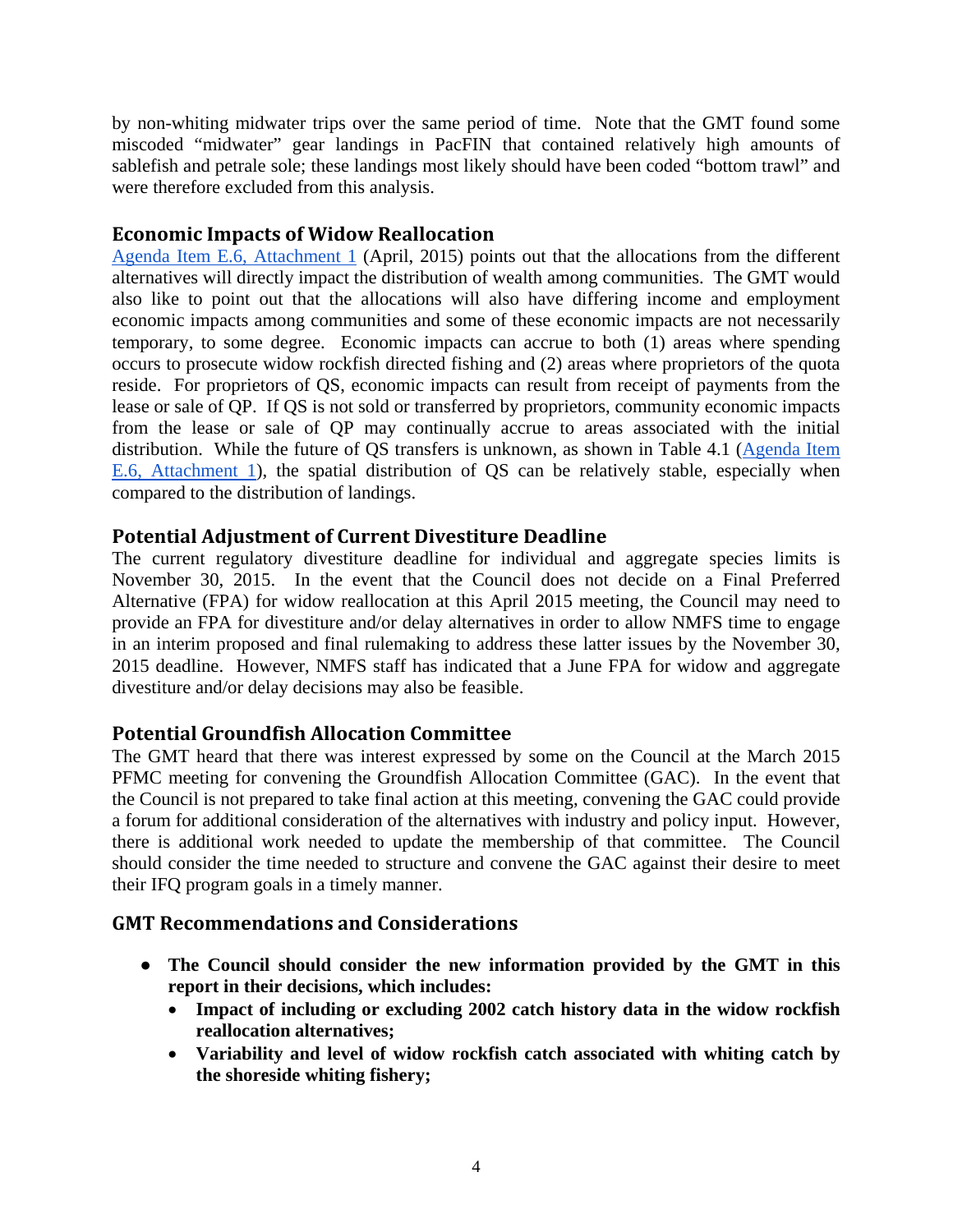by non-whiting midwater trips over the same period of time. Note that the GMT found some miscoded "midwater" gear landings in PacFIN that contained relatively high amounts of sablefish and petrale sole; these landings most likely should have been coded "bottom trawl" and were therefore excluded from this analysis.

## Economic Impacts of Widow Reallocation

[Agenda Item E.6, Attachment 1](#) (April, 2015) points out that the allocations from the different alternatives will directly impact the distribution of wealth among communities. The GMT would also like to point out that the allocations will also have differing income and employment economic impacts among communities and some of these economic impacts are not necessarily temporary, to some degree. Economic impacts can accrue to both (1) areas where spending occurs to prosecute widow rockfish directed fishing and (2) areas where proprietors of the quota reside. For proprietors of QS, economic impacts can result from receipt of payments from the lease or sale of QP. If QS is not sold or transferred by proprietors, community economic impacts from the lease or sale of QP may continually accrue to areas associated with the initial distribution. While the future of QS transfers is unknown, as shown in Table 4.1 ([Agenda Item E.6, Attachment 1](#)), the spatial distribution of QS can be relatively stable, especially when compared to the distribution of landings.

## Potential Adjustment of Current Divestiture Deadline

The current regulatory divestiture deadline for individual and aggregate species limits is November 30, 2015. In the event that the Council does not decide on a Final Preferred Alternative (FPA) for widow reallocation at this April 2015 meeting, the Council may need to provide an FPA for divestiture and/or delay alternatives in order to allow NMFS time to engage in an interim proposed and final rulemaking to address these latter issues by the November 30, 2015 deadline. However, NMFS staff has indicated that a June FPA for widow and aggregate divestiture and/or delay decisions may also be feasible.

## Potential Groundfish Allocation Committee

The GMT heard that there was interest expressed by some on the Council at the March 2015 PFMC meeting for convening the Groundfish Allocation Committee (GAC). In the event that the Council is not prepared to take final action at this meeting, convening the GAC could provide a forum for additional consideration of the alternatives with industry and policy input. However, there is additional work needed to update the membership of that committee. The Council should consider the time needed to structure and convene the GAC against their desire to meet their IFQ program goals in a timely manner.

## GMT Recommendations and Considerations

- **The Council should consider the new information provided by the GMT in this report in their decisions, which includes:**
  - **Impact of including or excluding 2002 catch history data in the widow rockfish reallocation alternatives;**
  - **Variability and level of widow rockfish catch associated with whiting catch by the shoreside whiting fishery;**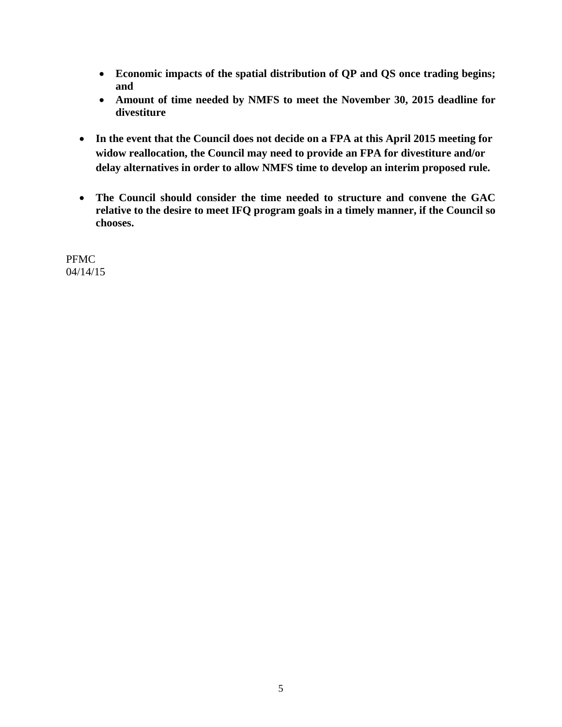- **Economic impacts of the spatial distribution of QP and QS once trading begins; and**
- **Amount of time needed by NMFS to meet the November 30, 2015 deadline for divestiture**

- **In the event that the Council does not decide on a FPA at this April 2015 meeting for widow reallocation, the Council may need to provide an FPA for divestiture and/or delay alternatives in order to allow NMFS time to develop an interim proposed rule.**

- **The Council should consider the time needed to structure and convene the GAC relative to the desire to meet IFQ program goals in a timely manner, if the Council so chooses.**

PFMC
04/14/15